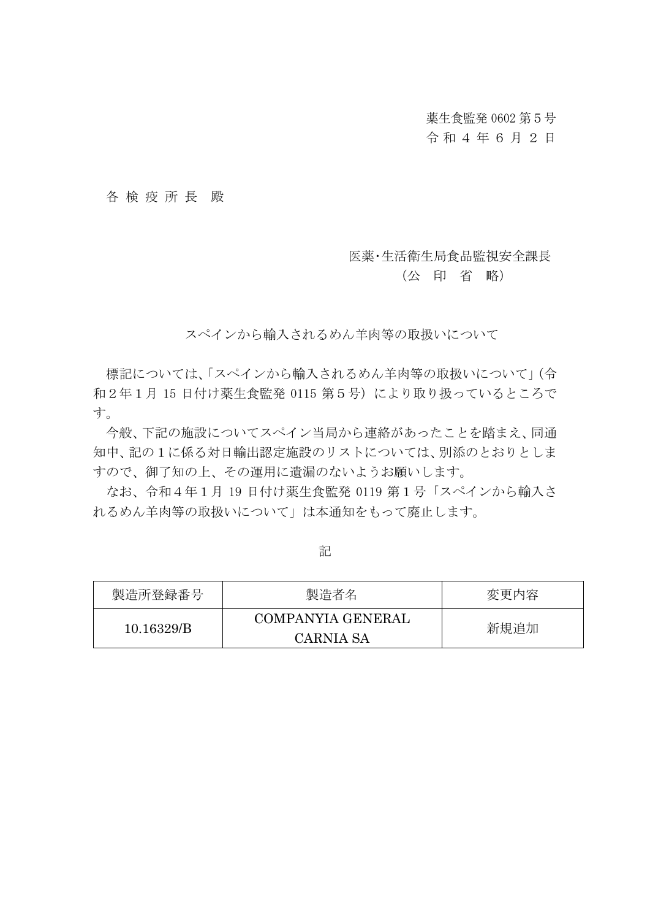薬生食監発 0602 第５号
令 和 ４ 年 ６ 月 ２ 日

各 検 疫 所 長　殿

医薬･生活衛生局食品監視安全課長
（公　印　省　略）

スペインから輸入されるめん羊肉等の取扱いについて

標記については､｢スペインから輸入されるめん羊肉等の取扱いについて｣（令和２年１月 15 日付け薬生食監発 0115 第５号）により取り扱っているところです。

今般、下記の施設についてスペイン当局から連絡があったことを踏まえ、同通知中、記の１に係る対日輸出認定施設のリストについては、別添のとおりとしますので、御了知の上、その運用に遺漏のないようお願いします。

なお、令和４年１月 19 日付け薬生食監発 0119 第１号「スペインから輸入されるめん羊肉等の取扱いについて」は本通知をもって廃止します。

記

| 製造所登録番号 | 製造者名 | 変更内容 |
| --- | --- | --- |
| 10.16329/B | COMPANYIA GENERAL CARNIA SA | 新規追加 |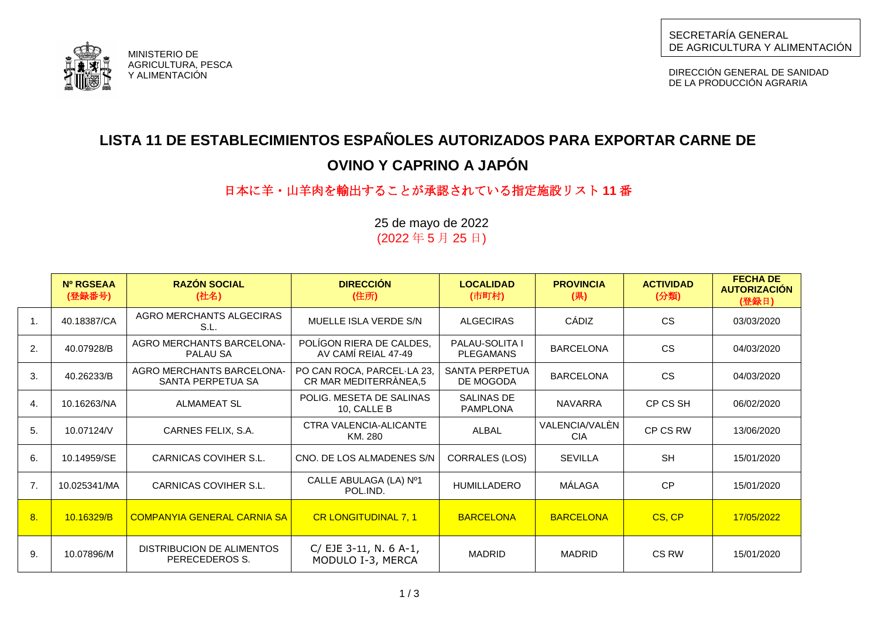MINISTERIO DE AGRICULTURA, PESCA Y ALIMENTACIÓN

SECRETARÍA GENERAL DE AGRICULTURA Y ALIMENTACIÓN

DIRECCIÓN GENERAL DE SANIDAD DE LA PRODUCCIÓN AGRARIA

# LISTA 11 DE ESTABLECIMIENTOS ESPAÑOLES AUTORIZADOS PARA EXPORTAR CARNE DE OVINO Y CAPRINO A JAPÓN

## 日本に羊・山羊肉を輸出することが承認されている指定施設リスト 11 番

25 de mayo de 2022
(2022 年 5 月 25 日)

| | Nº RGSEAA (登録番号) | RAZÓN SOCIAL (社名) | DIRECCIÓN (住所) | LOCALIDAD (市町村) | PROVINCIA (県) | ACTIVIDAD (分類) | FECHA DE AUTORIZACIÓN (登録日) |
|---|---|---|---|---|---|---|---|
| 1. | 40.18387/CA | AGRO MERCHANTS ALGECIRAS S.L. | MUELLE ISLA VERDE S/N | ALGECIRAS | CÁDIZ | CS | 03/03/2020 |
| 2. | 40.07928/B | AGRO MERCHANTS BARCELONA-PALAU SA | POLÍGON RIERA DE CALDES, AV CAMÍ REIAL 47-49 | PALAU-SOLITA I PLEGAMANS | BARCELONA | CS | 04/03/2020 |
| 3. | 40.26233/B | AGRO MERCHANTS BARCELONA-SANTA PERPETUA SA | PO CAN ROCA, PARCEL·LA 23, CR MAR MEDITERRÀNEA,5 | SANTA PERPETUA DE MOGODA | BARCELONA | CS | 04/03/2020 |
| 4. | 10.16263/NA | ALMAMEAT SL | POLIG. MESETA DE SALINAS 10, CALLE B | SALINAS DE PAMPLONA | NAVARRA | CP CS SH | 06/02/2020 |
| 5. | 10.07124/V | CARNES FELIX, S.A. | CTRA VALENCIA-ALICANTE KM. 280 | ALBAL | VALENCIA/VALÈNCIA | CP CS RW | 13/06/2020 |
| 6. | 10.14959/SE | CARNICAS COVIHER S.L. | CNO. DE LOS ALMADENES S/N | CORRALES (LOS) | SEVILLA | SH | 15/01/2020 |
| 7. | 10.025341/MA | CARNICAS COVIHER S.L. | CALLE ABULAGA (LA) Nº1 POL.IND. | HUMILLADERO | MÁLAGA | CP | 15/01/2020 |
| 8. | 10.16329/B | COMPANYIA GENERAL CARNIA SA | CR LONGITUDINAL 7, 1 | BARCELONA | BARCELONA | CS, CP | 17/05/2022 |
| 9. | 10.07896/M | DISTRIBUCION DE ALIMENTOS PERECEDEROS S. | C/ EJE 3-11, N. 6 A-1, MODULO I-3, MERCA | MADRID | MADRID | CS RW | 15/01/2020 |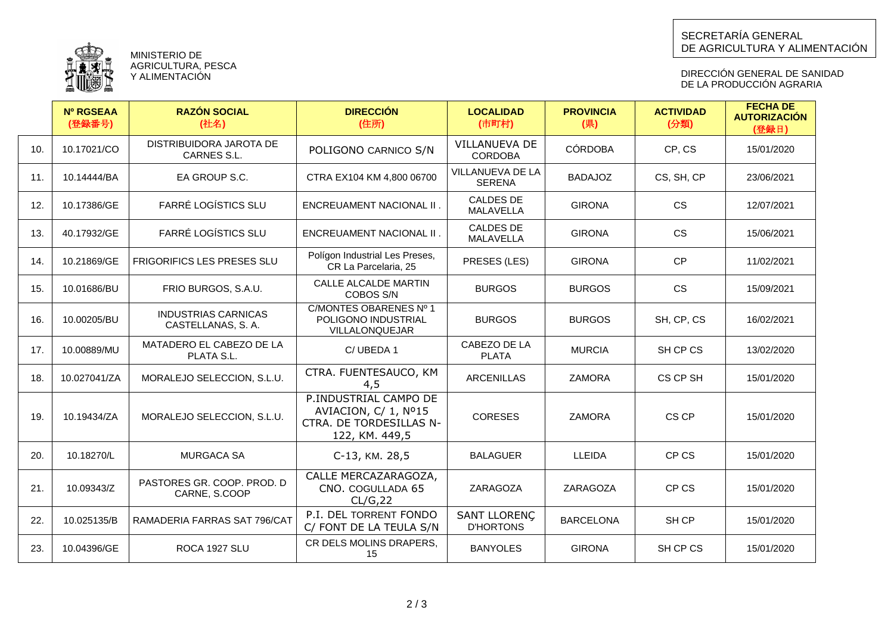MINISTERIO DE AGRICULTURA, PESCA Y ALIMENTACIÓN

SECRETARÍA GENERAL DE AGRICULTURA Y ALIMENTACIÓN

DIRECCIÓN GENERAL DE SANIDAD DE LA PRODUCCIÓN AGRARIA

| | Nº RGSEAA (登録番号) | RAZÓN SOCIAL (社名) | DIRECCIÓN (住所) | LOCALIDAD (市町村) | PROVINCIA (県) | ACTIVIDAD (分類) | FECHA DE AUTORIZACIÓN (登録日) |
|---|---|---|---|---|---|---|---|
| 10. | 10.17021/CO | DISTRIBUIDORA JAROTA DE CARNES S.L. | POLIGONO CARNICO S/N | VILLANUEVA DE CORDOBA | CÓRDOBA | CP, CS | 15/01/2020 |
| 11. | 10.14444/BA | EA GROUP S.C. | CTRA EX104 KM 4,800 06700 | VILLANUEVA DE LA SERENA | BADAJOZ | CS, SH, CP | 23/06/2021 |
| 12. | 10.17386/GE | FARRÉ LOGÍSTICS SLU | ENCREUAMENT NACIONAL II . | CALDES DE MALAVELLA | GIRONA | CS | 12/07/2021 |
| 13. | 40.17932/GE | FARRÉ LOGÍSTICS SLU | ENCREUAMENT NACIONAL II . | CALDES DE MALAVELLA | GIRONA | CS | 15/06/2021 |
| 14. | 10.21869/GE | FRIGORIFICS LES PRESES SLU | Polígon Industrial Les Preses, CR La Parcelaria, 25 | PRESES (LES) | GIRONA | CP | 11/02/2021 |
| 15. | 10.01686/BU | FRIO BURGOS, S.A.U. | CALLE ALCALDE MARTIN COBOS S/N | BURGOS | BURGOS | CS | 15/09/2021 |
| 16. | 10.00205/BU | INDUSTRIAS CARNICAS CASTELLANAS, S. A. | C/MONTES OBARENES Nº 1 POLIGONO INDUSTRIAL VILLALONQUEJAR | BURGOS | BURGOS | SH, CP, CS | 16/02/2021 |
| 17. | 10.00889/MU | MATADERO EL CABEZO DE LA PLATA S.L. | C/ UBEDA 1 | CABEZO DE LA PLATA | MURCIA | SH CP CS | 13/02/2020 |
| 18. | 10.027041/ZA | MORALEJO SELECCION, S.L.U. | CTRA. FUENTESAUCO, KM 4,5 | ARCENILLAS | ZAMORA | CS CP SH | 15/01/2020 |
| 19. | 10.19434/ZA | MORALEJO SELECCION, S.L.U. | P.INDUSTRIAL CAMPO DE AVIACION, C/ 1, Nº15 CTRA. DE TORDESILLAS N-122, KM. 449,5 | CORESES | ZAMORA | CS CP | 15/01/2020 |
| 20. | 10.18270/L | MURGACA SA | C-13, KM. 28,5 | BALAGUER | LLEIDA | CP CS | 15/01/2020 |
| 21. | 10.09343/Z | PASTORES GR. COOP. PROD. D CARNE, S.COOP | CALLE MERCAZARAGOZA, CNO. COGULLADA 65 CL/G,22 | ZARAGOZA | ZARAGOZA | CP CS | 15/01/2020 |
| 22. | 10.025135/B | RAMADERIA FARRAS SAT 796/CAT | P.I. DEL TORRENT FONDO C/ FONT DE LA TEULA S/N | SANT LLORENÇ D'HORTONS | BARCELONA | SH CP | 15/01/2020 |
| 23. | 10.04396/GE | ROCA 1927 SLU | CR DELS MOLINS DRAPERS, 15 | BANYOLES | GIRONA | SH CP CS | 15/01/2020 |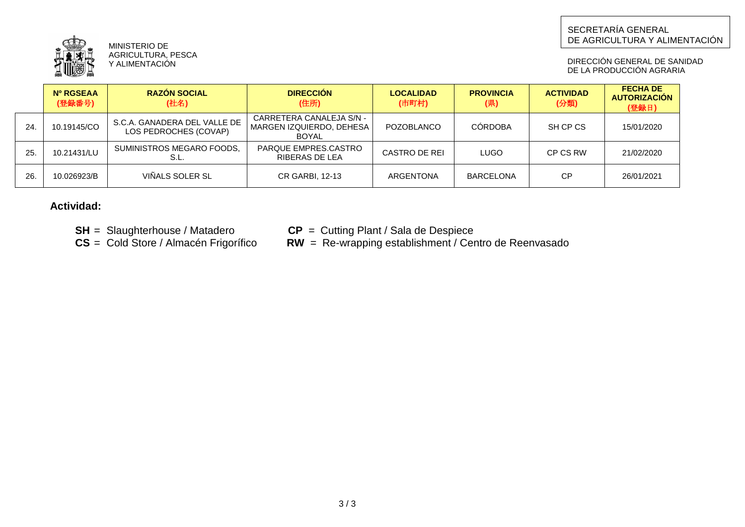MINISTERIO DE AGRICULTURA, PESCA Y ALIMENTACIÓN

SECRETARÍA GENERAL DE AGRICULTURA Y ALIMENTACIÓN

DIRECCIÓN GENERAL DE SANIDAD DE LA PRODUCCIÓN AGRARIA

| | **Nº RGSEAA (登録番号)** | **RAZÓN SOCIAL (社名)** | **DIRECCIÓN (住所)** | **LOCALIDAD (市町村)** | **PROVINCIA (県)** | **ACTIVIDAD (分類)** | **FECHA DE AUTORIZACIÓN (登録日)** |
|---|---|---|---|---|---|---|---|
| 24. | 10.19145/CO | S.C.A. GANADERA DEL VALLE DE LOS PEDROCHES (COVAP) | CARRETERA CANALEJA S/N - MARGEN IZQUIERDO, DEHESA BOYAL | POZOBLANCO | CÓRDOBA | SH CP CS | 15/01/2020 |
| 25. | 10.21431/LU | SUMINISTROS MEGARO FOODS, S.L. | PARQUE EMPRES.CASTRO RIBERAS DE LEA | CASTRO DE REI | LUGO | CP CS RW | 21/02/2020 |
| 26. | 10.026923/B | VIÑALS SOLER SL | CR GARBI, 12-13 | ARGENTONA | BARCELONA | CP | 26/01/2021 |

**Actividad:**

**SH** = Slaughterhouse / Matadero

**CS** = Cold Store / Almacén Frigorífico

**CP** = Cutting Plant / Sala de Despiece

**RW** = Re-wrapping establishment / Centro de Reenvasado